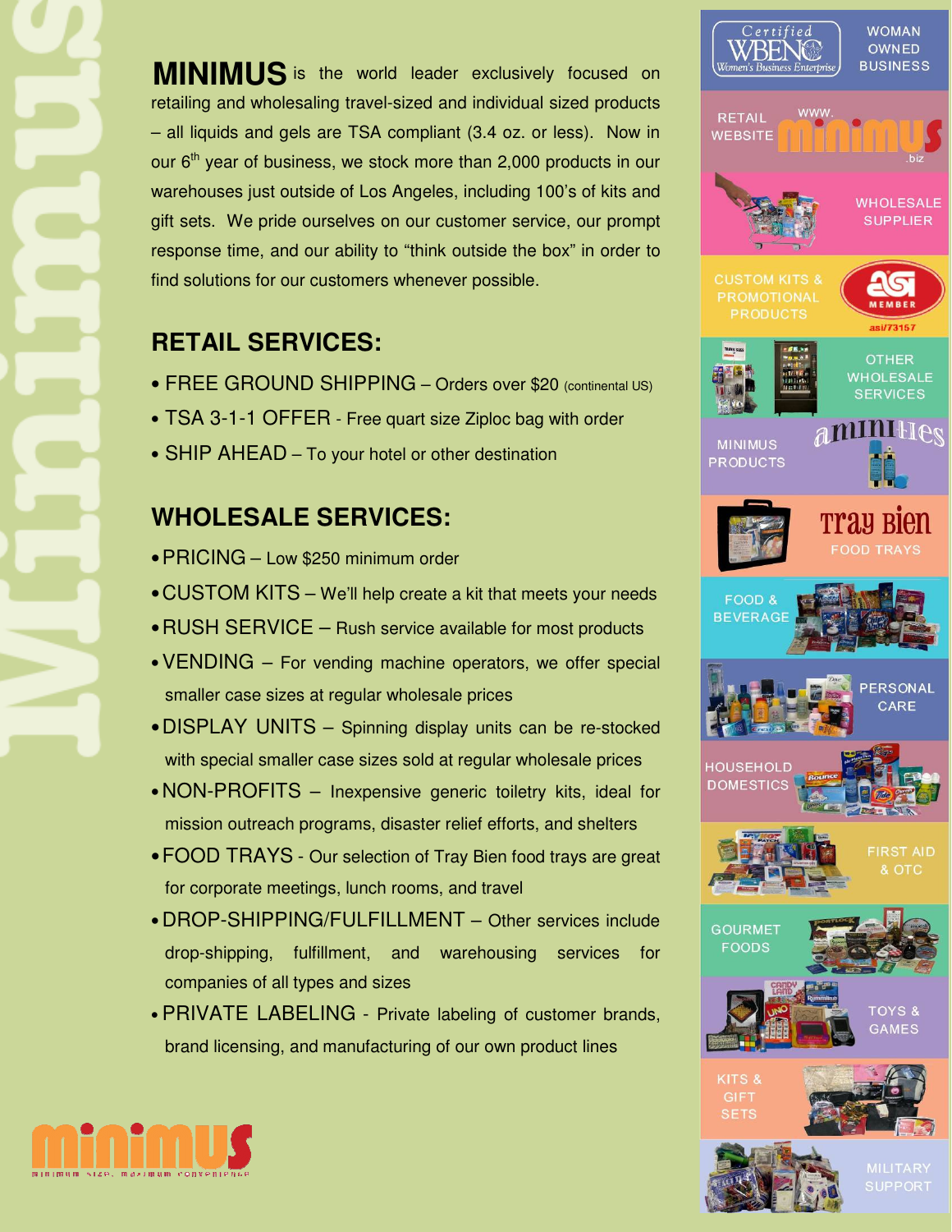**MINIMUS** is the world leader exclusively focused on retailing and wholesaling travel-sized and individual sized products – all liquids and gels are TSA compliant (3.4 oz. or less). Now in our 6th year of business, we stock more than 2,000 products in our warehouses just outside of Los Angeles, including 100's of kits and gift sets. We pride ourselves on our customer service, our prompt response time, and our ability to "think outside the box" in order to find solutions for our customers whenever possible.

## RETAIL SERVICES:

- FREE GROUND SHIPPING – Orders over $20 (continental US)
- TSA 3-1-1 OFFER - Free quart size Ziploc bag with order
- SHIP AHEAD – To your hotel or other destination

## WHOLESALE SERVICES:

- PRICING – Low $250 minimum order
- CUSTOM KITS – We'll help create a kit that meets your needs
- RUSH SERVICE – Rush service available for most products
- VENDING – For vending machine operators, we offer special smaller case sizes at regular wholesale prices
- DISPLAY UNITS – Spinning display units can be re-stocked with special smaller case sizes sold at regular wholesale prices
- NON-PROFITS – Inexpensive generic toiletry kits, ideal for mission outreach programs, disaster relief efforts, and shelters
- FOOD TRAYS - Our selection of Tray Bien food trays are great for corporate meetings, lunch rooms, and travel
- DROP-SHIPPING/FULFILLMENT – Other services include drop-shipping, fulfillment, and warehousing services for companies of all types and sizes
- PRIVATE LABELING - Private labeling of customer brands, brand licensing, and manufacturing of our own product lines

minimus – minimum size, maximum convenience

Certified WBENC Women's Business Enterprise – WOMAN OWNED BUSINESS

RETAIL WEBSITE www.minimus.biz

WHOLESALE SUPPLIER

CUSTOM KITS & PROMOTIONAL PRODUCTS – asi MEMBER asi/73157

OTHER WHOLESALE SERVICES

MINIMUS PRODUCTS – aminities

Tray Bien FOOD TRAYS

FOOD & BEVERAGE

PERSONAL CARE

HOUSEHOLD DOMESTICS

FIRST AID & OTC

GOURMET FOODS

TOYS & GAMES

KITS & GIFT SETS

MILITARY SUPPORT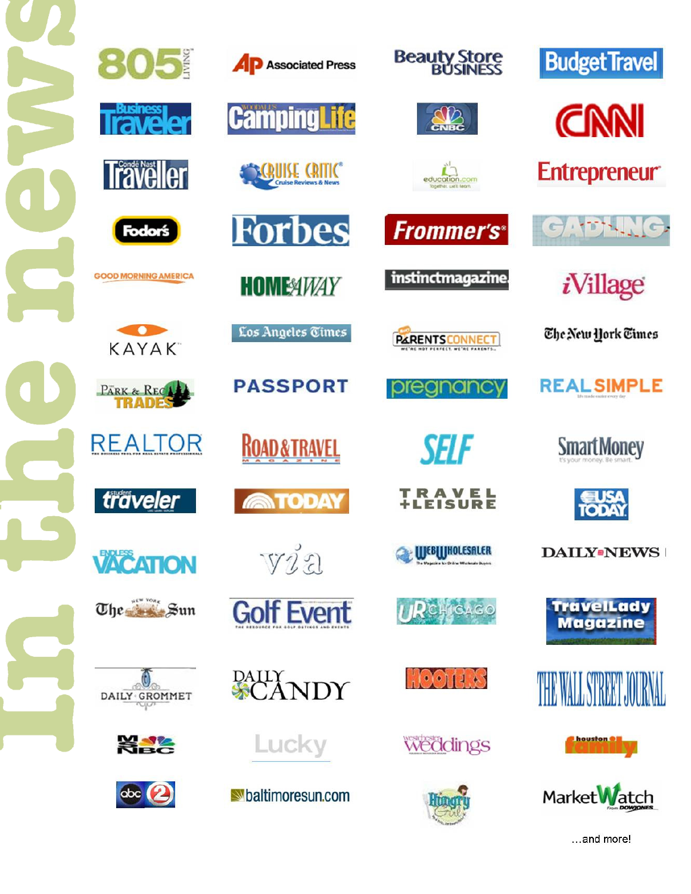# In the news

805 LIVING
Associated Press
Beauty Store BUSINESS
Budget Travel

Business Traveler
Woodall's Camping Life
CNBC
CNN

Condé Nast Traveller
Cruise Critic — Cruise Reviews & News
education.com
Entrepreneur

Fodor's
Forbes
Frommer's
GADLING

GOOD MORNING AMERICA
HOMEAWAY
instinctmagazine
iVillage

KAYAK
Los Angeles Times
PARENTSCONNECT — WE'RE NOT PERFECT. WE'RE PARENTS.
The New York Times

PARK & REC TRADES
PASSPORT
pregnancy
REAL SIMPLE

REALTOR
ROAD & TRAVEL MAGAZINE
SELF
SmartMoney — It's your money. Be smart.

student traveler
TODAY
TRAVEL + LEISURE
USA TODAY

ENDLESS VACATION
via
WebWholesaler — The Magazine for Online Wholesale Buyers
DAILY NEWS

The New York Sun
Golf Event — The Resource for Golf Outings and Events
UR CHICAGO
TravelLady Magazine

DAILY GROMMET
DAILY CANDY
HOOTERS
THE WALL STREET JOURNAL

MSNBC
Lucky
westchester weddings
houston family

abc 2
baltimoresun.com
Hungry Girl
MarketWatch From DOW JONES

...and more!